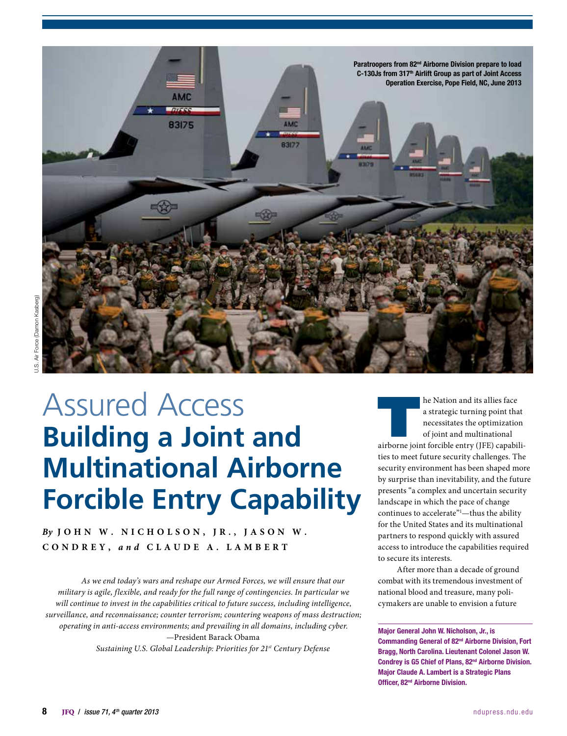Paratroopers from 82nd Airborne Division prepare to load C-130Js from 317th Airlift Group as part of Joint Access Operation Exercise, Pope Field, NC, June 2013

U.S. Air Force (Damon Kasberg)

# Assured Access
# Building a Joint and Multinational Airborne Forcible Entry Capability

*By* **JOHN W. NICHOLSON, JR., JASON W. CONDREY,** *and* **CLAUDE A. LAMBERT**

> *As we end today's wars and reshape our Armed Forces, we will ensure that our military is agile, flexible, and ready for the full range of contingencies. In particular we will continue to invest in the capabilities critical to future success, including intelligence, surveillance, and reconnaissance; counter terrorism; countering weapons of mass destruction; operating in anti-access environments; and prevailing in all domains, including cyber.*
>
> —President Barack Obama
>
> *Sustaining U.S. Global Leadership: Priorities for 21st Century Defense*

The Nation and its allies face a strategic turning point that necessitates the optimization of joint and multinational airborne joint forcible entry (JFE) capabilities to meet future security challenges. The security environment has been shaped more by surprise than inevitability, and the future presents "a complex and uncertain security landscape in which the pace of change continues to accelerate"[1]—thus the ability for the United States and its multinational partners to respond quickly with assured access to introduce the capabilities required to secure its interests.

After more than a decade of ground combat with its tremendous investment of national blood and treasure, many policymakers are unable to envision a future

**Major General John W. Nicholson, Jr., is Commanding General of 82nd Airborne Division, Fort Bragg, North Carolina. Lieutenant Colonel Jason W. Condrey is G5 Chief of Plans, 82nd Airborne Division. Major Claude A. Lambert is a Strategic Plans Officer, 82nd Airborne Division.**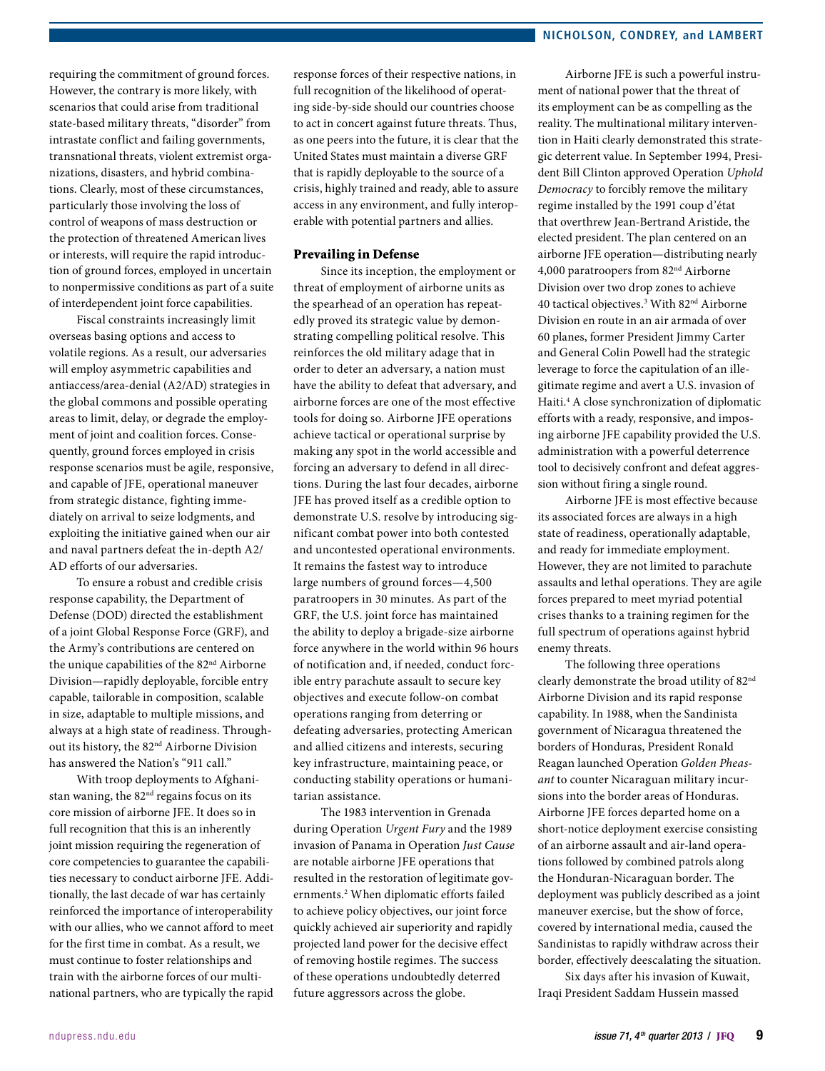requiring the commitment of ground forces. However, the contrary is more likely, with scenarios that could arise from traditional state-based military threats, "disorder" from intrastate conflict and failing governments, transnational threats, violent extremist organizations, disasters, and hybrid combinations. Clearly, most of these circumstances, particularly those involving the loss of control of weapons of mass destruction or the protection of threatened American lives or interests, will require the rapid introduction of ground forces, employed in uncertain to nonpermissive conditions as part of a suite of interdependent joint force capabilities.

Fiscal constraints increasingly limit overseas basing options and access to volatile regions. As a result, our adversaries will employ asymmetric capabilities and antiaccess/area-denial (A2/AD) strategies in the global commons and possible operating areas to limit, delay, or degrade the employment of joint and coalition forces. Consequently, ground forces employed in crisis response scenarios must be agile, responsive, and capable of JFE, operational maneuver from strategic distance, fighting immediately on arrival to seize lodgments, and exploiting the initiative gained when our air and naval partners defeat the in-depth A2/AD efforts of our adversaries.

To ensure a robust and credible crisis response capability, the Department of Defense (DOD) directed the establishment of a joint Global Response Force (GRF), and the Army's contributions are centered on the unique capabilities of the 82nd Airborne Division—rapidly deployable, forcible entry capable, tailorable in composition, scalable in size, adaptable to multiple missions, and always at a high state of readiness. Throughout its history, the 82nd Airborne Division has answered the Nation's "911 call."

With troop deployments to Afghanistan waning, the 82nd regains focus on its core mission of airborne JFE. It does so in full recognition that this is an inherently joint mission requiring the regeneration of core competencies to guarantee the capabilities necessary to conduct airborne JFE. Additionally, the last decade of war has certainly reinforced the importance of interoperability with our allies, who we cannot afford to meet for the first time in combat. As a result, we must continue to foster relationships and train with the airborne forces of our multinational partners, who are typically the rapid response forces of their respective nations, in full recognition of the likelihood of operating side-by-side should our countries choose to act in concert against future threats. Thus, as one peers into the future, it is clear that the United States must maintain a diverse GRF that is rapidly deployable to the source of a crisis, highly trained and ready, able to assure access in any environment, and fully interoperable with potential partners and allies.

## Prevailing in Defense

Since its inception, the employment or threat of employment of airborne units as the spearhead of an operation has repeatedly proved its strategic value by demonstrating compelling political resolve. This reinforces the old military adage that in order to deter an adversary, a nation must have the ability to defeat that adversary, and airborne forces are one of the most effective tools for doing so. Airborne JFE operations achieve tactical or operational surprise by making any spot in the world accessible and forcing an adversary to defend in all directions. During the last four decades, airborne JFE has proved itself as a credible option to demonstrate U.S. resolve by introducing significant combat power into both contested and uncontested operational environments. It remains the fastest way to introduce large numbers of ground forces—4,500 paratroopers in 30 minutes. As part of the GRF, the U.S. joint force has maintained the ability to deploy a brigade-size airborne force anywhere in the world within 96 hours of notification and, if needed, conduct forcible entry parachute assault to secure key objectives and execute follow-on combat operations ranging from deterring or defeating adversaries, protecting American and allied citizens and interests, securing key infrastructure, maintaining peace, or conducting stability operations or humanitarian assistance.

The 1983 intervention in Grenada during Operation *Urgent Fury* and the 1989 invasion of Panama in Operation *Just Cause* are notable airborne JFE operations that resulted in the restoration of legitimate governments.[2] When diplomatic efforts failed to achieve policy objectives, our joint force quickly achieved air superiority and rapidly projected land power for the decisive effect of removing hostile regimes. The success of these operations undoubtedly deterred future aggressors across the globe.

Airborne JFE is such a powerful instrument of national power that the threat of its employment can be as compelling as the reality. The multinational military intervention in Haiti clearly demonstrated this strategic deterrent value. In September 1994, President Bill Clinton approved Operation *Uphold Democracy* to forcibly remove the military regime installed by the 1991 coup d'état that overthrew Jean-Bertrand Aristide, the elected president. The plan centered on an airborne JFE operation—distributing nearly 4,000 paratroopers from 82nd Airborne Division over two drop zones to achieve 40 tactical objectives.[3] With 82nd Airborne Division en route in an air armada of over 60 planes, former President Jimmy Carter and General Colin Powell had the strategic leverage to force the capitulation of an illegitimate regime and avert a U.S. invasion of Haiti.[4] A close synchronization of diplomatic efforts with a ready, responsive, and imposing airborne JFE capability provided the U.S. administration with a powerful deterrence tool to decisively confront and defeat aggression without firing a single round.

Airborne JFE is most effective because its associated forces are always in a high state of readiness, operationally adaptable, and ready for immediate employment. However, they are not limited to parachute assaults and lethal operations. They are agile forces prepared to meet myriad potential crises thanks to a training regimen for the full spectrum of operations against hybrid enemy threats.

The following three operations clearly demonstrate the broad utility of 82nd Airborne Division and its rapid response capability. In 1988, when the Sandinista government of Nicaragua threatened the borders of Honduras, President Ronald Reagan launched Operation *Golden Pheasant* to counter Nicaraguan military incursions into the border areas of Honduras. Airborne JFE forces departed home on a short-notice deployment exercise consisting of an airborne assault and air-land operations followed by combined patrols along the Honduran-Nicaraguan border. The deployment was publicly described as a joint maneuver exercise, but the show of force, covered by international media, caused the Sandinistas to rapidly withdraw across their border, effectively deescalating the situation.

Six days after his invasion of Kuwait, Iraqi President Saddam Hussein massed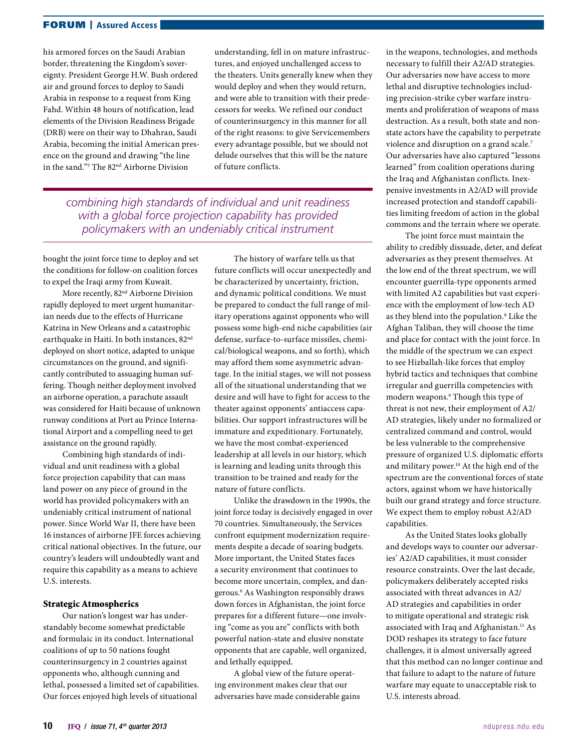his armored forces on the Saudi Arabian border, threatening the Kingdom's sovereignty. President George H.W. Bush ordered air and ground forces to deploy to Saudi Arabia in response to a request from King Fahd. Within 48 hours of notification, lead elements of the Division Readiness Brigade (DRB) were on their way to Dhahran, Saudi Arabia, becoming the initial American presence on the ground and drawing "the line in the sand."[5] The 82nd Airborne Division bought the joint force time to deploy and set the conditions for follow-on coalition forces to expel the Iraqi army from Kuwait.

More recently, 82nd Airborne Division rapidly deployed to meet urgent humanitarian needs due to the effects of Hurricane Katrina in New Orleans and a catastrophic earthquake in Haiti. In both instances, 82nd deployed on short notice, adapted to unique circumstances on the ground, and significantly contributed to assuaging human suffering. Though neither deployment involved an airborne operation, a parachute assault was considered for Haiti because of unknown runway conditions at Port au Prince International Airport and a compelling need to get assistance on the ground rapidly.

Combining high standards of individual and unit readiness with a global force projection capability that can mass land power on any piece of ground in the world has provided policymakers with an undeniably critical instrument of national power. Since World War II, there have been 16 instances of airborne JFE forces achieving critical national objectives. In the future, our country's leaders will undoubtedly want and require this capability as a means to achieve U.S. interests.

*combining high standards of individual and unit readiness with a global force projection capability has provided policymakers with an undeniably critical instrument*

### Strategic Atmospherics

Our nation's longest war has understandably become somewhat predictable and formulaic in its conduct. International coalitions of up to 50 nations fought counterinsurgency in 2 countries against opponents who, although cunning and lethal, possessed a limited set of capabilities. Our forces enjoyed high levels of situational understanding, fell in on mature infrastructures, and enjoyed unchallenged access to the theaters. Units generally knew when they would deploy and when they would return, and were able to transition with their predecessors for weeks. We refined our conduct of counterinsurgency in this manner for all of the right reasons: to give Servicemembers every advantage possible, but we should not delude ourselves that this will be the nature of future conflicts.

The history of warfare tells us that future conflicts will occur unexpectedly and be characterized by uncertainty, friction, and dynamic political conditions. We must be prepared to conduct the full range of military operations against opponents who will possess some high-end niche capabilities (air defense, surface-to-surface missiles, chemical/biological weapons, and so forth), which may afford them some asymmetric advantage. In the initial stages, we will not possess all of the situational understanding that we desire and will have to fight for access to the theater against opponents' antiaccess capabilities. Our support infrastructures will be immature and expeditionary. Fortunately, we have the most combat-experienced leadership at all levels in our history, which is learning and leading units through this transition to be trained and ready for the nature of future conflicts.

Unlike the drawdown in the 1990s, the joint force today is decisively engaged in over 70 countries. Simultaneously, the Services confront equipment modernization requirements despite a decade of soaring budgets. More important, the United States faces a security environment that continues to become more uncertain, complex, and dangerous.[6] As Washington responsibly draws down forces in Afghanistan, the joint force prepares for a different future—one involving "come as you are" conflicts with both powerful nation-state and elusive nonstate opponents that are capable, well organized, and lethally equipped.

A global view of the future operating environment makes clear that our adversaries have made considerable gains in the weapons, technologies, and methods necessary to fulfill their A2/AD strategies. Our adversaries now have access to more lethal and disruptive technologies including precision-strike cyber warfare instruments and proliferation of weapons of mass destruction. As a result, both state and nonstate actors have the capability to perpetrate violence and disruption on a grand scale.[7] Our adversaries have also captured "lessons learned" from coalition operations during the Iraq and Afghanistan conflicts. Inexpensive investments in A2/AD will provide increased protection and standoff capabilities limiting freedom of action in the global commons and the terrain where we operate.

The joint force must maintain the ability to credibly dissuade, deter, and defeat adversaries as they present themselves. At the low end of the threat spectrum, we will encounter guerrilla-type opponents armed with limited A2 capabilities but vast experience with the employment of low-tech AD as they blend into the population.[8] Like the Afghan Taliban, they will choose the time and place for contact with the joint force. In the middle of the spectrum we can expect to see Hizballah-like forces that employ hybrid tactics and techniques that combine irregular and guerrilla competencies with modern weapons.[9] Though this type of threat is not new, their employment of A2/AD strategies, likely under no formalized or centralized command and control, would be less vulnerable to the comprehensive pressure of organized U.S. diplomatic efforts and military power.[10] At the high end of the spectrum are the conventional forces of state actors, against whom we have historically built our grand strategy and force structure. We expect them to employ robust A2/AD capabilities.

As the United States looks globally and develops ways to counter our adversaries' A2/AD capabilities, it must consider resource constraints. Over the last decade, policymakers deliberately accepted risks associated with threat advances in A2/AD strategies and capabilities in order to mitigate operational and strategic risk associated with Iraq and Afghanistan.[11] As DOD reshapes its strategy to face future challenges, it is almost universally agreed that this method can no longer continue and that failure to adapt to the nature of future warfare may equate to unacceptable risk to U.S. interests abroad.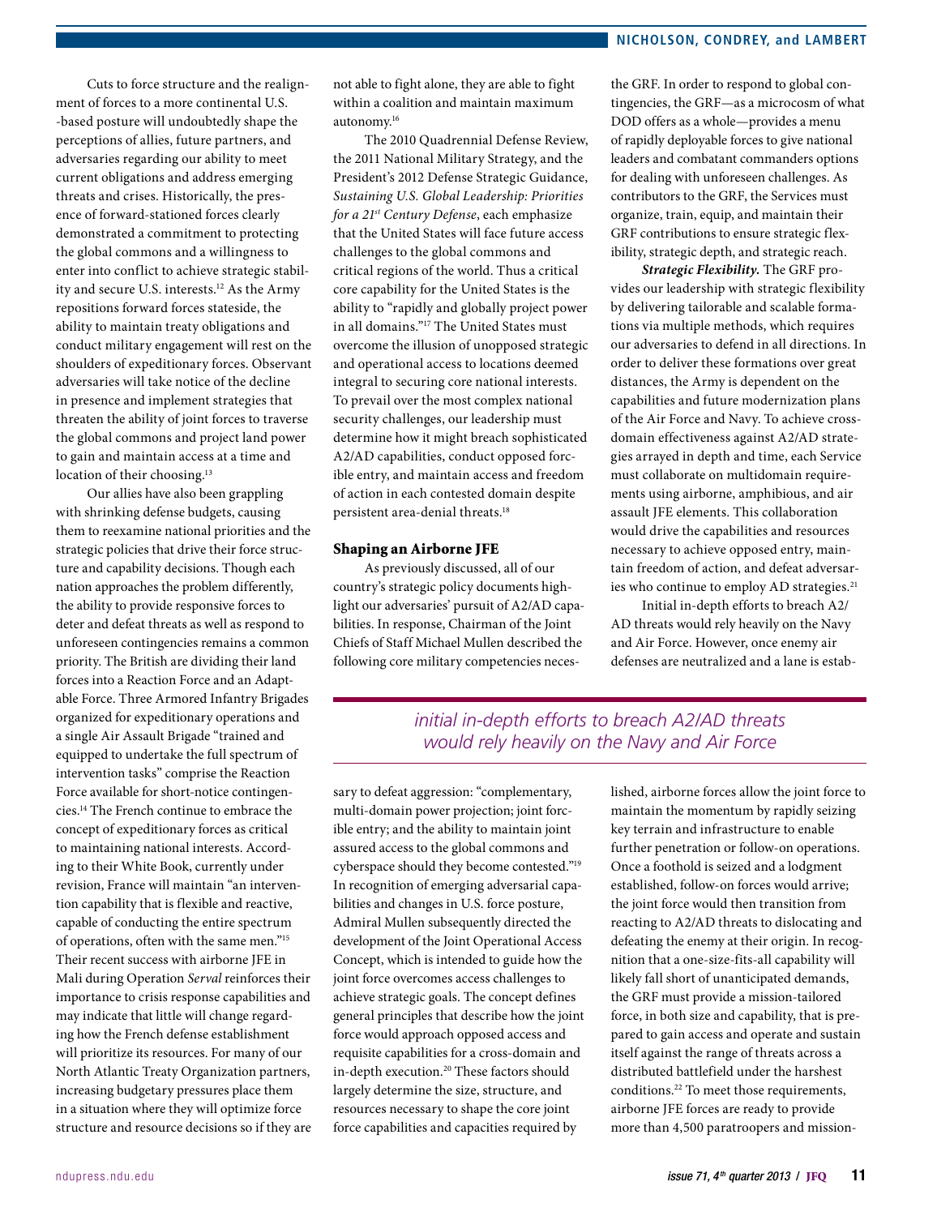Cuts to force structure and the realignment of forces to a more continental U.S.-based posture will undoubtedly shape the perceptions of allies, future partners, and adversaries regarding our ability to meet current obligations and address emerging threats and crises. Historically, the presence of forward-stationed forces clearly demonstrated a commitment to protecting the global commons and a willingness to enter into conflict to achieve strategic stability and secure U.S. interests.[12] As the Army repositions forward forces stateside, the ability to maintain treaty obligations and conduct military engagement will rest on the shoulders of expeditionary forces. Observant adversaries will take notice of the decline in presence and implement strategies that threaten the ability of joint forces to traverse the global commons and project land power to gain and maintain access at a time and location of their choosing.[13]

Our allies have also been grappling with shrinking defense budgets, causing them to reexamine national priorities and the strategic policies that drive their force structure and capability decisions. Though each nation approaches the problem differently, the ability to provide responsive forces to deter and defeat threats as well as respond to unforeseen contingencies remains a common priority. The British are dividing their land forces into a Reaction Force and an Adaptable Force. Three Armored Infantry Brigades organized for expeditionary operations and a single Air Assault Brigade "trained and equipped to undertake the full spectrum of intervention tasks" comprise the Reaction Force available for short-notice contingencies.[14] The French continue to embrace the concept of expeditionary forces as critical to maintaining national interests. According to their White Book, currently under revision, France will maintain "an intervention capability that is flexible and reactive, capable of conducting the entire spectrum of operations, often with the same men."[15] Their recent success with airborne JFE in Mali during Operation *Serval* reinforces their importance to crisis response capabilities and may indicate that little will change regarding how the French defense establishment will prioritize its resources. For many of our North Atlantic Treaty Organization partners, increasing budgetary pressures place them in a situation where they will optimize force structure and resource decisions so if they are not able to fight alone, they are able to fight within a coalition and maintain maximum autonomy.[16]

The 2010 Quadrennial Defense Review, the 2011 National Military Strategy, and the President's 2012 Defense Strategic Guidance, *Sustaining U.S. Global Leadership: Priorities for a 21st Century Defense*, each emphasize that the United States will face future access challenges to the global commons and critical regions of the world. Thus a critical core capability for the United States is the ability to "rapidly and globally project power in all domains."[17] The United States must overcome the illusion of unopposed strategic and operational access to locations deemed integral to securing core national interests. To prevail over the most complex national security challenges, our leadership must determine how it might breach sophisticated A2/AD capabilities, conduct opposed forcible entry, and maintain access and freedom of action in each contested domain despite persistent area-denial threats.[18]

## Shaping an Airborne JFE

As previously discussed, all of our country's strategic policy documents highlight our adversaries' pursuit of A2/AD capabilities. In response, Chairman of the Joint Chiefs of Staff Michael Mullen described the following core military competencies necessary to defeat aggression: "complementary, multi-domain power projection; joint forcible entry; and the ability to maintain joint assured access to the global commons and cyberspace should they become contested."[19] In recognition of emerging adversarial capabilities and changes in U.S. force posture, Admiral Mullen subsequently directed the development of the Joint Operational Access Concept, which is intended to guide how the joint force overcomes access challenges to achieve strategic goals. The concept defines general principles that describe how the joint force would approach opposed access and requisite capabilities for a cross-domain and in-depth execution.[20] These factors should largely determine the size, structure, and resources necessary to shape the core joint force capabilities and capacities required by the GRF. In order to respond to global contingencies, the GRF—as a microcosm of what DOD offers as a whole—provides a menu of rapidly deployable forces to give national leaders and combatant commanders options for dealing with unforeseen challenges. As contributors to the GRF, the Services must organize, train, equip, and maintain their GRF contributions to ensure strategic flexibility, strategic depth, and strategic reach.

***Strategic Flexibility.*** The GRF provides our leadership with strategic flexibility by delivering tailorable and scalable formations via multiple methods, which requires our adversaries to defend in all directions. In order to deliver these formations over great distances, the Army is dependent on the capabilities and future modernization plans of the Air Force and Navy. To achieve cross-domain effectiveness against A2/AD strategies arrayed in depth and time, each Service must collaborate on multidomain requirements using airborne, amphibious, and air assault JFE elements. This collaboration would drive the capabilities and resources necessary to achieve opposed entry, maintain freedom of action, and defeat adversaries who continue to employ AD strategies.[21]

Initial in-depth efforts to breach A2/AD threats would rely heavily on the Navy and Air Force. However, once enemy air defenses are neutralized and a lane is established, airborne forces allow the joint force to maintain the momentum by rapidly seizing key terrain and infrastructure to enable further penetration or follow-on operations. Once a foothold is seized and a lodgment established, follow-on forces would arrive; the joint force would then transition from reacting to A2/AD threats to dislocating and defeating the enemy at their origin. In recognition that a one-size-fits-all capability will likely fall short of unanticipated demands, the GRF must provide a mission-tailored force, in both size and capability, that is prepared to gain access and operate and sustain itself against the range of threats across a distributed battlefield under the harshest conditions.[22] To meet those requirements, airborne JFE forces are ready to provide more than 4,500 paratroopers and mission-

*initial in-depth efforts to breach A2/AD threats would rely heavily on the Navy and Air Force*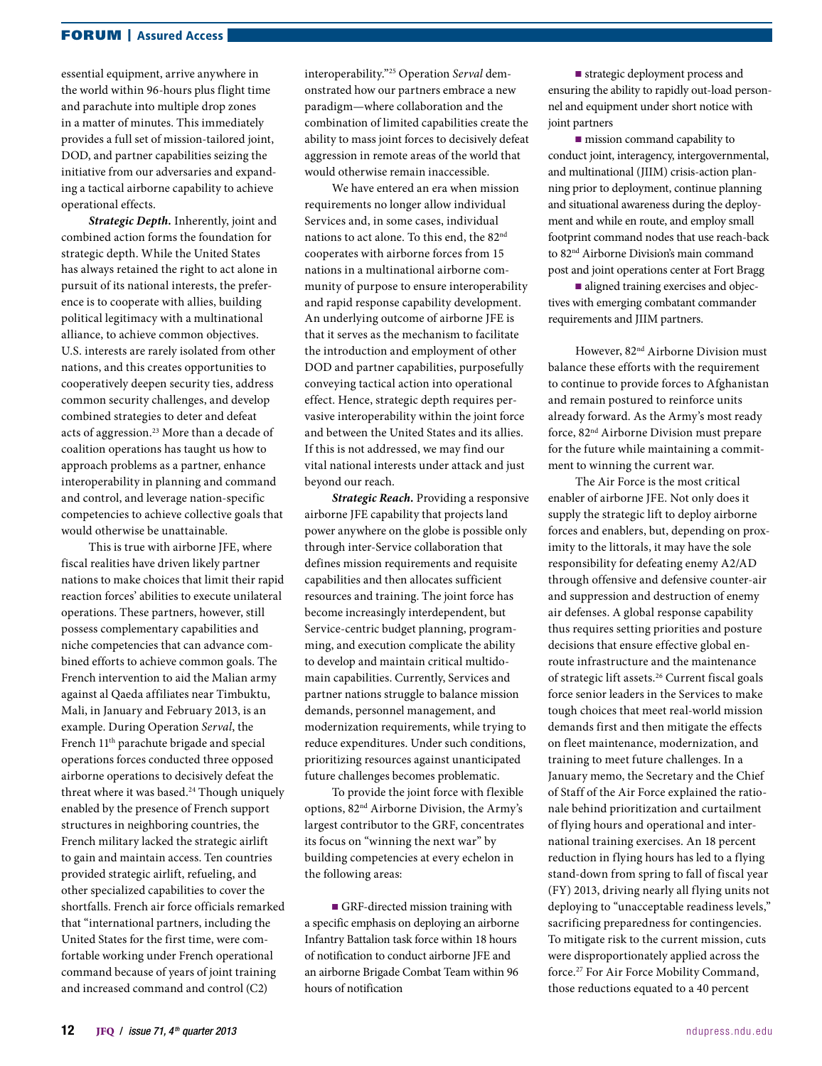essential equipment, arrive anywhere in the world within 96-hours plus flight time and parachute into multiple drop zones in a matter of minutes. This immediately provides a full set of mission-tailored joint, DOD, and partner capabilities seizing the initiative from our adversaries and expanding a tactical airborne capability to achieve operational effects.

***Strategic Depth.*** Inherently, joint and combined action forms the foundation for strategic depth. While the United States has always retained the right to act alone in pursuit of its national interests, the preference is to cooperate with allies, building political legitimacy with a multinational alliance, to achieve common objectives. U.S. interests are rarely isolated from other nations, and this creates opportunities to cooperatively deepen security ties, address common security challenges, and develop combined strategies to deter and defeat acts of aggression.[23] More than a decade of coalition operations has taught us how to approach problems as a partner, enhance interoperability in planning and command and control, and leverage nation-specific competencies to achieve collective goals that would otherwise be unattainable.

This is true with airborne JFE, where fiscal realities have driven likely partner nations to make choices that limit their rapid reaction forces' abilities to execute unilateral operations. These partners, however, still possess complementary capabilities and niche competencies that can advance combined efforts to achieve common goals. The French intervention to aid the Malian army against al Qaeda affiliates near Timbuktu, Mali, in January and February 2013, is an example. During Operation *Serval*, the French 11th parachute brigade and special operations forces conducted three opposed airborne operations to decisively defeat the threat where it was based.[24] Though uniquely enabled by the presence of French support structures in neighboring countries, the French military lacked the strategic airlift to gain and maintain access. Ten countries provided strategic airlift, refueling, and other specialized capabilities to cover the shortfalls. French air force officials remarked that "international partners, including the United States for the first time, were comfortable working under French operational command because of years of joint training and increased command and control (C2) interoperability."[25] Operation *Serval* demonstrated how our partners embrace a new paradigm—where collaboration and the combination of limited capabilities create the ability to mass joint forces to decisively defeat aggression in remote areas of the world that would otherwise remain inaccessible.

We have entered an era when mission requirements no longer allow individual Services and, in some cases, individual nations to act alone. To this end, the 82nd cooperates with airborne forces from 15 nations in a multinational airborne community of purpose to ensure interoperability and rapid response capability development. An underlying outcome of airborne JFE is that it serves as the mechanism to facilitate the introduction and employment of other DOD and partner capabilities, purposefully conveying tactical action into operational effect. Hence, strategic depth requires pervasive interoperability within the joint force and between the United States and its allies. If this is not addressed, we may find our vital national interests under attack and just beyond our reach.

***Strategic Reach.*** Providing a responsive airborne JFE capability that projects land power anywhere on the globe is possible only through inter-Service collaboration that defines mission requirements and requisite capabilities and then allocates sufficient resources and training. The joint force has become increasingly interdependent, but Service-centric budget planning, programming, and execution complicate the ability to develop and maintain critical multidomain capabilities. Currently, Services and partner nations struggle to balance mission demands, personnel management, and modernization requirements, while trying to reduce expenditures. Under such conditions, prioritizing resources against unanticipated future challenges becomes problematic.

To provide the joint force with flexible options, 82nd Airborne Division, the Army's largest contributor to the GRF, concentrates its focus on "winning the next war" by building competencies at every echelon in the following areas:

- GRF-directed mission training with a specific emphasis on deploying an airborne Infantry Battalion task force within 18 hours of notification to conduct airborne JFE and an airborne Brigade Combat Team within 96 hours of notification
- strategic deployment process and ensuring the ability to rapidly out-load personnel and equipment under short notice with joint partners
- mission command capability to conduct joint, interagency, intergovernmental, and multinational (JIIM) crisis-action planning prior to deployment, continue planning and situational awareness during the deployment and while en route, and employ small footprint command nodes that use reach-back to 82nd Airborne Division's main command post and joint operations center at Fort Bragg
- aligned training exercises and objectives with emerging combatant commander requirements and JIIM partners.

However, 82nd Airborne Division must balance these efforts with the requirement to continue to provide forces to Afghanistan and remain postured to reinforce units already forward. As the Army's most ready force, 82nd Airborne Division must prepare for the future while maintaining a commitment to winning the current war.

The Air Force is the most critical enabler of airborne JFE. Not only does it supply the strategic lift to deploy airborne forces and enablers, but, depending on proximity to the littorals, it may have the sole responsibility for defeating enemy A2/AD through offensive and defensive counter-air and suppression and destruction of enemy air defenses. A global response capability thus requires setting priorities and posture decisions that ensure effective global en-route infrastructure and the maintenance of strategic lift assets.[26] Current fiscal goals force senior leaders in the Services to make tough choices that meet real-world mission demands first and then mitigate the effects on fleet maintenance, modernization, and training to meet future challenges. In a January memo, the Secretary and the Chief of Staff of the Air Force explained the rationale behind prioritization and curtailment of flying hours and operational and international training exercises. An 18 percent reduction in flying hours has led to a flying stand-down from spring to fall of fiscal year (FY) 2013, driving nearly all flying units not deploying to "unacceptable readiness levels," sacrificing preparedness for contingencies. To mitigate risk to the current mission, cuts were disproportionately applied across the force.[27] For Air Force Mobility Command, those reductions equated to a 40 percent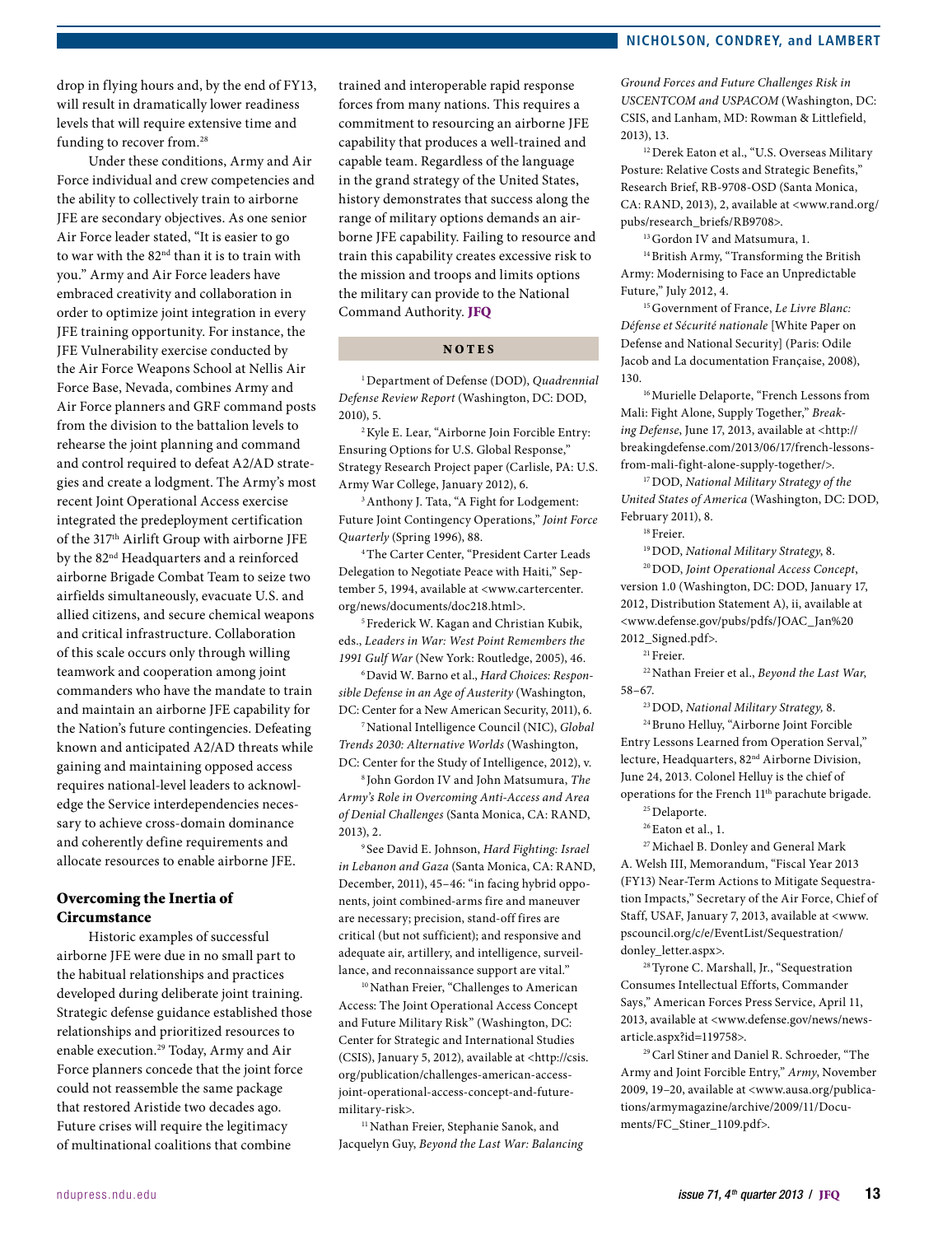drop in flying hours and, by the end of FY13, will result in dramatically lower readiness levels that will require extensive time and funding to recover from.[28]

Under these conditions, Army and Air Force individual and crew competencies and the ability to collectively train to airborne JFE are secondary objectives. As one senior Air Force leader stated, "It is easier to go to war with the 82nd than it is to train with you." Army and Air Force leaders have embraced creativity and collaboration in order to optimize joint integration in every JFE training opportunity. For instance, the JFE Vulnerability exercise conducted by the Air Force Weapons School at Nellis Air Force Base, Nevada, combines Army and Air Force planners and GRF command posts from the division to the battalion levels to rehearse the joint planning and command and control required to defeat A2/AD strategies and create a lodgment. The Army's most recent Joint Operational Access exercise integrated the predeployment certification of the 317th Airlift Group with airborne JFE by the 82nd Headquarters and a reinforced airborne Brigade Combat Team to seize two airfields simultaneously, evacuate U.S. and allied citizens, and secure chemical weapons and critical infrastructure. Collaboration of this scale occurs only through willing teamwork and cooperation among joint commanders who have the mandate to train and maintain an airborne JFE capability for the Nation's future contingencies. Defeating known and anticipated A2/AD threats while gaining and maintaining opposed access requires national-level leaders to acknowledge the Service interdependencies necessary to achieve cross-domain dominance and coherently define requirements and allocate resources to enable airborne JFE.

## Overcoming the Inertia of Circumstance

Historic examples of successful airborne JFE were due in no small part to the habitual relationships and practices developed during deliberate joint training. Strategic defense guidance established those relationships and prioritized resources to enable execution.[29] Today, Army and Air Force planners concede that the joint force could not reassemble the same package that restored Aristide two decades ago. Future crises will require the legitimacy of multinational coalitions that combine trained and interoperable rapid response forces from many nations. This requires a commitment to resourcing an airborne JFE capability that produces a well-trained and capable team. Regardless of the language in the grand strategy of the United States, history demonstrates that success along the range of military options demands an airborne JFE capability. Failing to resource and train this capability creates excessive risk to the mission and troops and limits options the military can provide to the National Command Authority. **JFQ**

## Notes

1 Department of Defense (DOD), *Quadrennial Defense Review Report* (Washington, DC: DOD, 2010), 5.

2 Kyle E. Lear, "Airborne Join Forcible Entry: Ensuring Options for U.S. Global Response," Strategy Research Project paper (Carlisle, PA: U.S. Army War College, January 2012), 6.

3 Anthony J. Tata, "A Fight for Lodgement: Future Joint Contingency Operations," *Joint Force Quarterly* (Spring 1996), 88.

4 The Carter Center, "President Carter Leads Delegation to Negotiate Peace with Haiti," September 5, 1994, available at <www.cartercenter.org/news/documents/doc218.html>.

5 Frederick W. Kagan and Christian Kubik, eds., *Leaders in War: West Point Remembers the 1991 Gulf War* (New York: Routledge, 2005), 46.

6 David W. Barno et al., *Hard Choices: Responsible Defense in an Age of Austerity* (Washington, DC: Center for a New American Security, 2011), 6.

7 National Intelligence Council (NIC), *Global Trends 2030: Alternative Worlds* (Washington, DC: Center for the Study of Intelligence, 2012), v.

8 John Gordon IV and John Matsumura, *The Army's Role in Overcoming Anti-Access and Area of Denial Challenges* (Santa Monica, CA: RAND, 2013), 2.

9 See David E. Johnson, *Hard Fighting: Israel in Lebanon and Gaza* (Santa Monica, CA: RAND, December, 2011), 45–46: "in facing hybrid opponents, joint combined-arms fire and maneuver are necessary; precision, stand-off fires are critical (but not sufficient); and responsive and adequate air, artillery, and intelligence, surveillance, and reconnaissance support are vital."

10 Nathan Freier, "Challenges to American Access: The Joint Operational Access Concept and Future Military Risk" (Washington, DC: Center for Strategic and International Studies (CSIS), January 5, 2012), available at <http://csis.org/publication/challenges-american-access-joint-operational-access-concept-and-future-military-risk>.

11 Nathan Freier, Stephanie Sanok, and Jacquelyn Guy, *Beyond the Last War: Balancing Ground Forces and Future Challenges Risk in USCENTCOM and USPACOM* (Washington, DC: CSIS, and Lanham, MD: Rowman & Littlefield, 2013), 13.

12 Derek Eaton et al., "U.S. Overseas Military Posture: Relative Costs and Strategic Benefits," Research Brief, RB-9708-OSD (Santa Monica, CA: RAND, 2013), 2, available at <www.rand.org/pubs/research_briefs/RB9708>.

13 Gordon IV and Matsumura, 1.

14 British Army, "Transforming the British Army: Modernising to Face an Unpredictable Future," July 2012, 4.

15 Government of France, *Le Livre Blanc: Défense et Sécurité nationale* [White Paper on Defense and National Security] (Paris: Odile Jacob and La documentation Française, 2008), 130.

16 Murielle Delaporte, "French Lessons from Mali: Fight Alone, Supply Together," *Breaking Defense*, June 17, 2013, available at <http://breakingdefense.com/2013/06/17/french-lessons-from-mali-fight-alone-supply-together/>.

17 DOD, *National Military Strategy of the United States of America* (Washington, DC: DOD, February 2011), 8.

18 Freier.

19 DOD, *National Military Strategy*, 8.

20 DOD, *Joint Operational Access Concept*, version 1.0 (Washington, DC: DOD, January 17, 2012, Distribution Statement A), ii, available at <www.defense.gov/pubs/pdfs/JOAC_Jan%20 2012_Signed.pdf>.

21 Freier.

22 Nathan Freier et al., *Beyond the Last War*, 58–67.

23 DOD, *National Military Strategy,* 8.

24 Bruno Helluy, "Airborne Joint Forcible Entry Lessons Learned from Operation Serval," lecture, Headquarters, 82nd Airborne Division, June 24, 2013. Colonel Helluy is the chief of operations for the French 11th parachute brigade.

25 Delaporte.

26 Eaton et al., 1.

27 Michael B. Donley and General Mark A. Welsh III, Memorandum, "Fiscal Year 2013 (FY13) Near-Term Actions to Mitigate Sequestration Impacts," Secretary of the Air Force, Chief of Staff, USAF, January 7, 2013, available at <www.pscouncil.org/c/e/EventList/Sequestration/donley_letter.aspx>.

28 Tyrone C. Marshall, Jr., "Sequestration Consumes Intellectual Efforts, Commander Says," American Forces Press Service, April 11, 2013, available at <www.defense.gov/news/newsarticle.aspx?id=119758>.

29 Carl Stiner and Daniel R. Schroeder, "The Army and Joint Forcible Entry," *Army*, November 2009, 19–20, available at <www.ausa.org/publications/armymagazine/archive/2009/11/Documents/FC_Stiner_1109.pdf>.